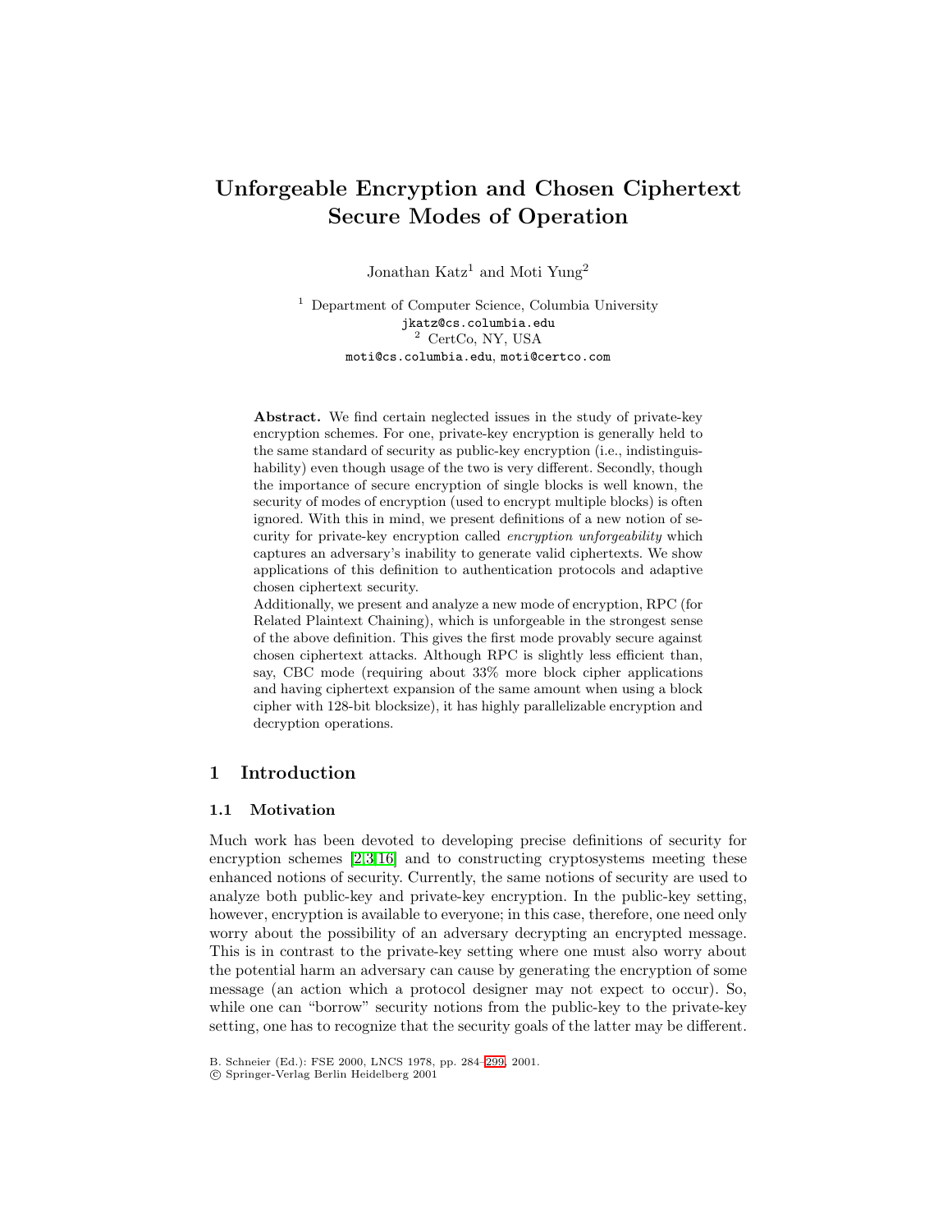# Unforgeable Encryption and Chosen Ciphertext Secure Modes of Operation

Jonathan Katz[1] and Moti Yung[2]

[1] Department of Computer Science, Columbia University
jkatz@cs.columbia.edu
[2] CertCo, NY, USA
moti@cs.columbia.edu, moti@certco.com

**Abstract.** We find certain neglected issues in the study of private-key encryption schemes. For one, private-key encryption is generally held to the same standard of security as public-key encryption (i.e., indistinguishability) even though usage of the two is very different. Secondly, though the importance of secure encryption of single blocks is well known, the security of modes of encryption (used to encrypt multiple blocks) is often ignored. With this in mind, we present definitions of a new notion of security for private-key encryption called *encryption unforgeability* which captures an adversary's inability to generate valid ciphertexts. We show applications of this definition to authentication protocols and adaptive chosen ciphertext security.

Additionally, we present and analyze a new mode of encryption, RPC (for Related Plaintext Chaining), which is unforgeable in the strongest sense of the above definition. This gives the first mode provably secure against chosen ciphertext attacks. Although RPC is slightly less efficient than, say, CBC mode (requiring about 33% more block cipher applications and having ciphertext expansion of the same amount when using a block cipher with 128-bit blocksize), it has highly parallelizable encryption and decryption operations.

## 1 Introduction

### 1.1 Motivation

Much work has been devoted to developing precise definitions of security for encryption schemes [2,3,16] and to constructing cryptosystems meeting these enhanced notions of security. Currently, the same notions of security are used to analyze both public-key and private-key encryption. In the public-key setting, however, encryption is available to everyone; in this case, therefore, one need only worry about the possibility of an adversary decrypting an encrypted message. This is in contrast to the private-key setting where one must also worry about the potential harm an adversary can cause by generating the encryption of some message (an action which a protocol designer may not expect to occur). So, while one can "borrow" security notions from the public-key to the private-key setting, one has to recognize that the security goals of the latter may be different.

B. Schneier (Ed.): FSE 2000, LNCS 1978, pp. 284–299, 2001.
© Springer-Verlag Berlin Heidelberg 2001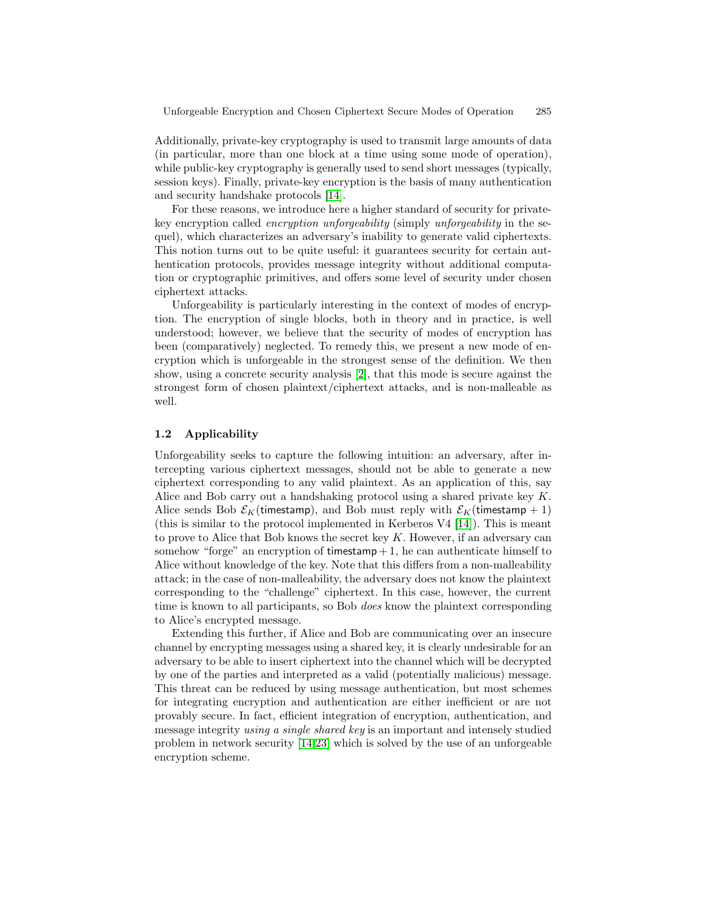Additionally, private-key cryptography is used to transmit large amounts of data (in particular, more than one block at a time using some mode of operation), while public-key cryptography is generally used to send short messages (typically, session keys). Finally, private-key encryption is the basis of many authentication and security handshake protocols [14].

For these reasons, we introduce here a higher standard of security for private-key encryption called *encryption unforgeability* (simply *unforgeability* in the sequel), which characterizes an adversary's inability to generate valid ciphertexts. This notion turns out to be quite useful: it guarantees security for certain authentication protocols, provides message integrity without additional computation or cryptographic primitives, and offers some level of security under chosen ciphertext attacks.

Unforgeability is particularly interesting in the context of modes of encryption. The encryption of single blocks, both in theory and in practice, is well understood; however, we believe that the security of modes of encryption has been (comparatively) neglected. To remedy this, we present a new mode of encryption which is unforgeable in the strongest sense of the definition. We then show, using a concrete security analysis [2], that this mode is secure against the strongest form of chosen plaintext/ciphertext attacks, and is non-malleable as well.

### 1.2 Applicability

Unforgeability seeks to capture the following intuition: an adversary, after intercepting various ciphertext messages, should not be able to generate a new ciphertext corresponding to any valid plaintext. As an application of this, say Alice and Bob carry out a handshaking protocol using a shared private key $K$. Alice sends Bob $\mathcal{E}_K(\mathsf{timestamp})$, and Bob must reply with $\mathcal{E}_K(\mathsf{timestamp}+1)$ (this is similar to the protocol implemented in Kerberos V4 [14]). This is meant to prove to Alice that Bob knows the secret key $K$. However, if an adversary can somehow "forge" an encryption of $\mathsf{timestamp}+1$, he can authenticate himself to Alice without knowledge of the key. Note that this differs from a non-malleability attack; in the case of non-malleability, the adversary does not know the plaintext corresponding to the "challenge" ciphertext. In this case, however, the current time is known to all participants, so Bob *does* know the plaintext corresponding to Alice's encrypted message.

Extending this further, if Alice and Bob are communicating over an insecure channel by encrypting messages using a shared key, it is clearly undesirable for an adversary to be able to insert ciphertext into the channel which will be decrypted by one of the parties and interpreted as a valid (potentially malicious) message. This threat can be reduced by using message authentication, but most schemes for integrating encryption and authentication are either inefficient or are not provably secure. In fact, efficient integration of encryption, authentication, and message integrity *using a single shared key* is an important and intensely studied problem in network security [14,23] which is solved by the use of an unforgeable encryption scheme.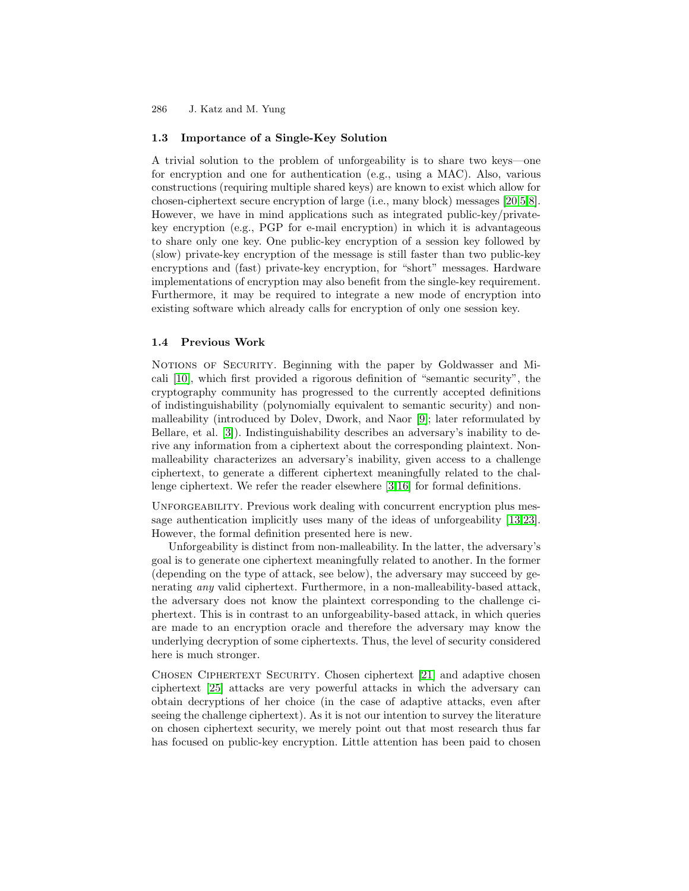### 1.3 Importance of a Single-Key Solution

A trivial solution to the problem of unforgeability is to share two keys—one for encryption and one for authentication (e.g., using a MAC). Also, various constructions (requiring multiple shared keys) are known to exist which allow for chosen-ciphertext secure encryption of large (i.e., many block) messages [20,5,8]. However, we have in mind applications such as integrated public-key/private-key encryption (e.g., PGP for e-mail encryption) in which it is advantageous to share only one key. One public-key encryption of a session key followed by (slow) private-key encryption of the message is still faster than two public-key encryptions and (fast) private-key encryption, for "short" messages. Hardware implementations of encryption may also benefit from the single-key requirement. Furthermore, it may be required to integrate a new mode of encryption into existing software which already calls for encryption of only one session key.

### 1.4 Previous Work

Notions of Security. Beginning with the paper by Goldwasser and Micali [10], which first provided a rigorous definition of "semantic security", the cryptography community has progressed to the currently accepted definitions of indistinguishability (polynomially equivalent to semantic security) and non-malleability (introduced by Dolev, Dwork, and Naor [9]; later reformulated by Bellare, et al. [3]). Indistinguishability describes an adversary's inability to derive any information from a ciphertext about the corresponding plaintext. Non-malleability characterizes an adversary's inability, given access to a challenge ciphertext, to generate a different ciphertext meaningfully related to the challenge ciphertext. We refer the reader elsewhere [3,16] for formal definitions.

Unforgeability. Previous work dealing with concurrent encryption plus message authentication implicitly uses many of the ideas of unforgeability [13,23]. However, the formal definition presented here is new.

Unforgeability is distinct from non-malleability. In the latter, the adversary's goal is to generate one ciphertext meaningfully related to another. In the former (depending on the type of attack, see below), the adversary may succeed by generating *any* valid ciphertext. Furthermore, in a non-malleability-based attack, the adversary does not know the plaintext corresponding to the challenge ciphertext. This is in contrast to an unforgeability-based attack, in which queries are made to an encryption oracle and therefore the adversary may know the underlying decryption of some ciphertexts. Thus, the level of security considered here is much stronger.

Chosen Ciphertext Security. Chosen ciphertext [21] and adaptive chosen ciphertext [25] attacks are very powerful attacks in which the adversary can obtain decryptions of her choice (in the case of adaptive attacks, even after seeing the challenge ciphertext). As it is not our intention to survey the literature on chosen ciphertext security, we merely point out that most research thus far has focused on public-key encryption. Little attention has been paid to chosen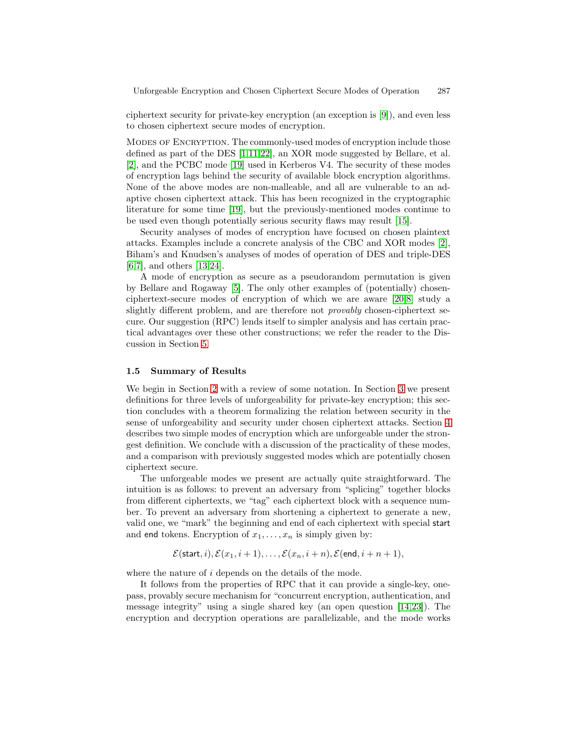ciphertext security for private-key encryption (an exception is [9]), and even less to chosen ciphertext secure modes of encryption.

Modes of Encryption. The commonly-used modes of encryption include those defined as part of the DES [1,11,22], an XOR mode suggested by Bellare, et al. [2], and the PCBC mode [19] used in Kerberos V4. The security of these modes of encryption lags behind the security of available block encryption algorithms. None of the above modes are non-malleable, and all are vulnerable to an adaptive chosen ciphertext attack. This has been recognized in the cryptographic literature for some time [19], but the previously-mentioned modes continue to be used even though potentially serious security flaws may result [15].

Security analyses of modes of encryption have focused on chosen plaintext attacks. Examples include a concrete analysis of the CBC and XOR modes [2], Biham's and Knudsen's analyses of modes of operation of DES and triple-DES [6,7], and others [13,24].

A mode of encryption as secure as a pseudorandom permutation is given by Bellare and Rogaway [5]. The only other examples of (potentially) chosen-ciphertext-secure modes of encryption of which we are aware [20,8] study a slightly different problem, and are therefore not *provably* chosen-ciphertext secure. Our suggestion (RPC) lends itself to simpler analysis and has certain practical advantages over these other constructions; we refer the reader to the Discussion in Section 5.

### 1.5 Summary of Results

We begin in Section 2 with a review of some notation. In Section 3 we present definitions for three levels of unforgeability for private-key encryption; this section concludes with a theorem formalizing the relation between security in the sense of unforgeability and security under chosen ciphertext attacks. Section 4 describes two simple modes of encryption which are unforgeable under the strongest definition. We conclude with a discussion of the practicality of these modes, and a comparison with previously suggested modes which are potentially chosen ciphertext secure.

The unforgeable modes we present are actually quite straightforward. The intuition is as follows: to prevent an adversary from "splicing" together blocks from different ciphertexts, we "tag" each ciphertext block with a sequence number. To prevent an adversary from shortening a ciphertext to generate a new, valid one, we "mark" the beginning and end of each ciphertext with special start and end tokens. Encryption of $x_1, \ldots, x_n$ is simply given by:

$$\mathcal{E}(\mathsf{start}, i), \mathcal{E}(x_1, i+1), \ldots, \mathcal{E}(x_n, i+n), \mathcal{E}(\mathsf{end}, i+n+1),$$

where the nature of $i$ depends on the details of the mode.

It follows from the properties of RPC that it can provide a single-key, one-pass, provably secure mechanism for "concurrent encryption, authentication, and message integrity" using a single shared key (an open question [14,23]). The encryption and decryption operations are parallelizable, and the mode works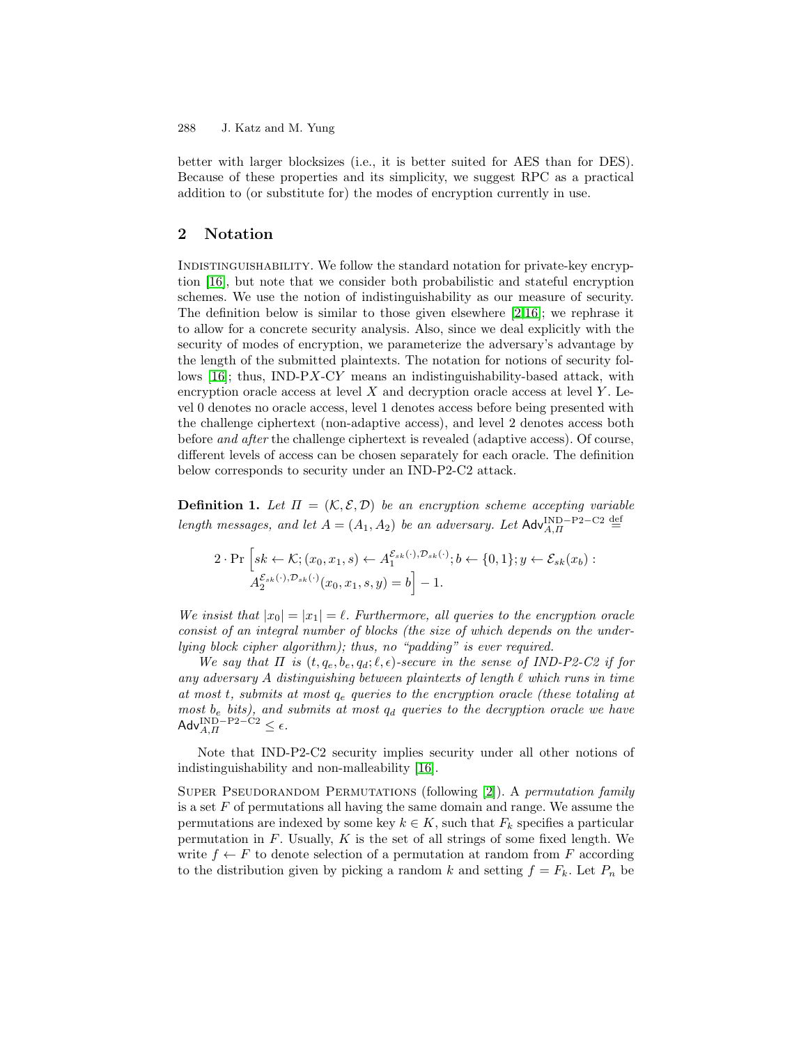better with larger blocksizes (i.e., it is better suited for AES than for DES). Because of these properties and its simplicity, we suggest RPC as a practical addition to (or substitute for) the modes of encryption currently in use.

## 2 Notation

Indistinguishability. We follow the standard notation for private-key encryption [16], but note that we consider both probabilistic and stateful encryption schemes. We use the notion of indistinguishability as our measure of security. The definition below is similar to those given elsewhere [2,16]; we rephrase it to allow for a concrete security analysis. Also, since we deal explicitly with the security of modes of encryption, we parameterize the adversary's advantage by the length of the submitted plaintexts. The notation for notions of security follows [16]; thus, IND-P$X$-C$Y$ means an indistinguishability-based attack, with encryption oracle access at level $X$ and decryption oracle access at level $Y$. Level 0 denotes no oracle access, level 1 denotes access before being presented with the challenge ciphertext (non-adaptive access), and level 2 denotes access both before *and after* the challenge ciphertext is revealed (adaptive access). Of course, different levels of access can be chosen separately for each oracle. The definition below corresponds to security under an IND-P2-C2 attack.

**Definition 1.** *Let $\Pi = (\mathcal{K}, \mathcal{E}, \mathcal{D})$ be an encryption scheme accepting variable length messages, and let $A = (A_1, A_2)$ be an adversary. Let $\mathsf{Adv}^{\mathrm{IND-P2-C2}}_{A,\Pi} \stackrel{\mathrm{def}}{=}$*

$$2 \cdot \Pr\Big[sk \leftarrow \mathcal{K}; (x_0, x_1, s) \leftarrow A_1^{\mathcal{E}_{sk}(\cdot), \mathcal{D}_{sk}(\cdot)}; b \leftarrow \{0,1\}; y \leftarrow \mathcal{E}_{sk}(x_b) : A_2^{\mathcal{E}_{sk}(\cdot), \mathcal{D}_{sk}(\cdot)}(x_0, x_1, s, y) = b\Big] - 1.$$

*We insist that $|x_0| = |x_1| = \ell$. Furthermore, all queries to the encryption oracle consist of an integral number of blocks (the size of which depends on the underlying block cipher algorithm); thus, no "padding" is ever required.*

*We say that $\Pi$ is $(t, q_e, b_e, q_d; \ell, \epsilon)$-secure in the sense of IND-P2-C2 if for any adversary $A$ distinguishing between plaintexts of length $\ell$ which runs in time at most $t$, submits at most $q_e$ queries to the encryption oracle (these totaling at most $b_e$ bits), and submits at most $q_d$ queries to the decryption oracle we have $\mathsf{Adv}^{\mathrm{IND-P2-C2}}_{A,\Pi} \leq \epsilon$.*

Note that IND-P2-C2 security implies security under all other notions of indistinguishability and non-malleability [16].

Super Pseudorandom Permutations (following [2]). A *permutation family* is a set $F$ of permutations all having the same domain and range. We assume the permutations are indexed by some key $k \in K$, such that $F_k$ specifies a particular permutation in $F$. Usually, $K$ is the set of all strings of some fixed length. We write $f \leftarrow F$ to denote selection of a permutation at random from $F$ according to the distribution given by picking a random $k$ and setting $f = F_k$. Let $P_n$ be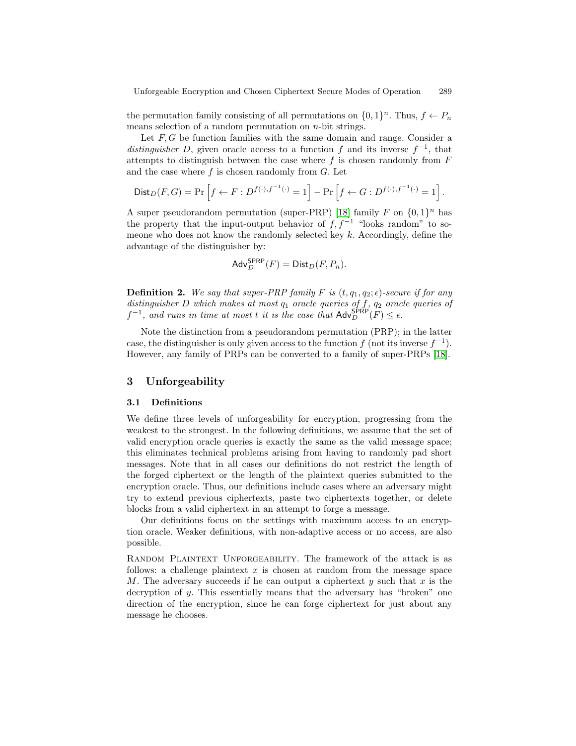the permutation family consisting of all permutations on $\{0,1\}^n$. Thus, $f \leftarrow P_n$ means selection of a random permutation on $n$-bit strings.

Let $F, G$ be function families with the same domain and range. Consider a *distinguisher* $D$, given oracle access to a function $f$ and its inverse $f^{-1}$, that attempts to distinguish between the case where $f$ is chosen randomly from $F$ and the case where $f$ is chosen randomly from $G$. Let

$$\mathsf{Dist}_D(F,G) = \Pr\left[f \leftarrow F : D^{f(\cdot),f^{-1}(\cdot)} = 1\right] - \Pr\left[f \leftarrow G : D^{f(\cdot),f^{-1}(\cdot)} = 1\right].$$

A super pseudorandom permutation (super-PRP) [18] family $F$ on $\{0,1\}^n$ has the property that the input-output behavior of $f, f^{-1}$ "looks random" to someone who does not know the randomly selected key $k$. Accordingly, define the advantage of the distinguisher by:

$$\mathsf{Adv}_D^{\mathsf{SPRP}}(F) = \mathsf{Dist}_D(F, P_n).$$

**Definition 2.** *We say that super-PRP family $F$ is $(t, q_1, q_2; \epsilon)$-secure if for any distinguisher $D$ which makes at most $q_1$ oracle queries of $f$, $q_2$ oracle queries of $f^{-1}$, and runs in time at most $t$ it is the case that $\mathsf{Adv}_D^{\mathsf{SPRP}}(F) \leq \epsilon$.*

Note the distinction from a pseudorandom permutation (PRP); in the latter case, the distinguisher is only given access to the function $f$ (not its inverse $f^{-1}$). However, any family of PRPs can be converted to a family of super-PRPs [18].

## 3 Unforgeability

### 3.1 Definitions

We define three levels of unforgeability for encryption, progressing from the weakest to the strongest. In the following definitions, we assume that the set of valid encryption oracle queries is exactly the same as the valid message space; this eliminates technical problems arising from having to randomly pad short messages. Note that in all cases our definitions do not restrict the length of the forged ciphertext or the length of the plaintext queries submitted to the encryption oracle. Thus, our definitions include cases where an adversary might try to extend previous ciphertexts, paste two ciphertexts together, or delete blocks from a valid ciphertext in an attempt to forge a message.

Our definitions focus on the settings with maximum access to an encryption oracle. Weaker definitions, with non-adaptive access or no access, are also possible.

Random Plaintext Unforgeability. The framework of the attack is as follows: a challenge plaintext $x$ is chosen at random from the message space $M$. The adversary succeeds if he can output a ciphertext $y$ such that $x$ is the decryption of $y$. This essentially means that the adversary has "broken" one direction of the encryption, since he can forge ciphertext for just about any message he chooses.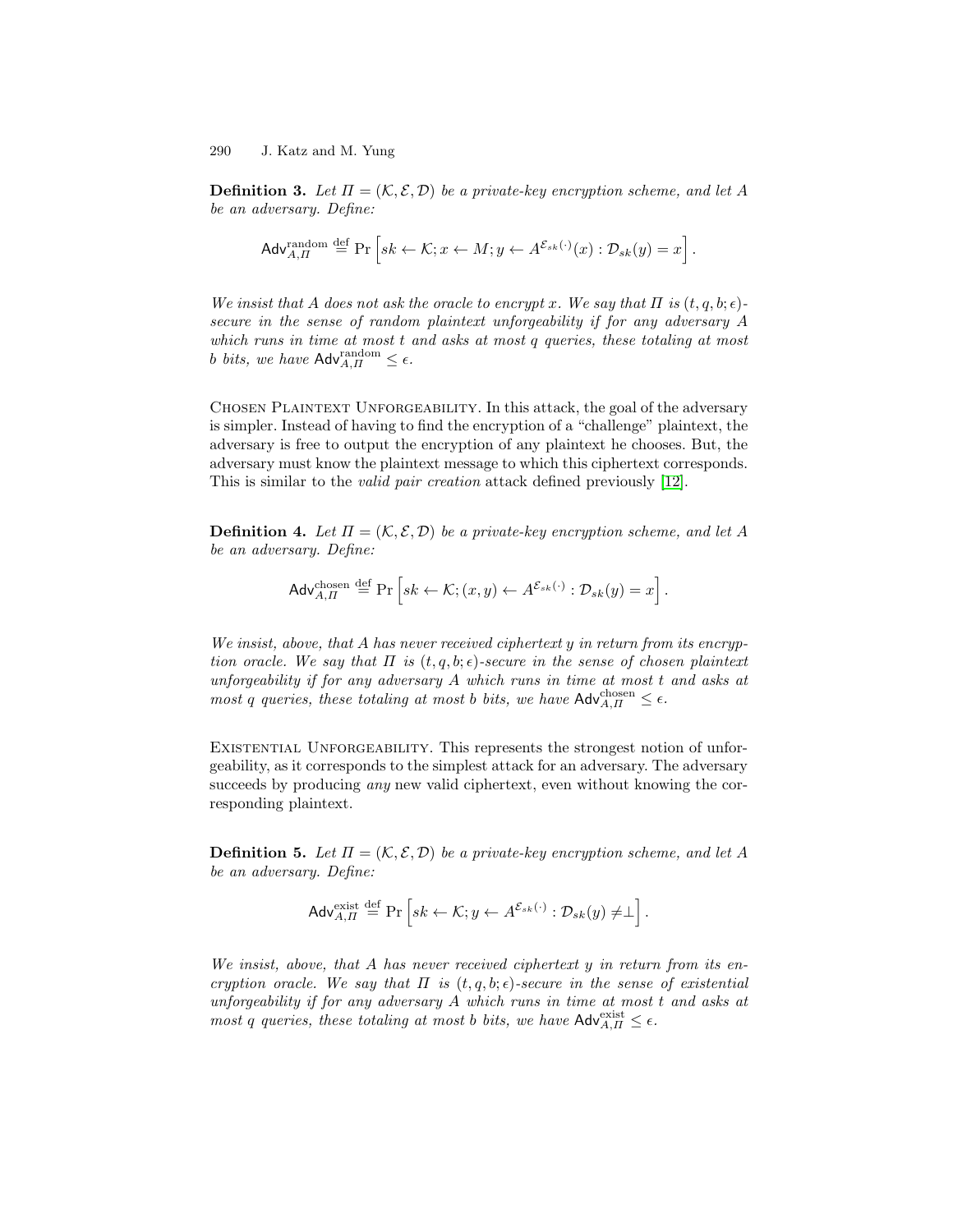**Definition 3.** *Let $\Pi = (\mathcal{K}, \mathcal{E}, \mathcal{D})$ be a private-key encryption scheme, and let $A$ be an adversary. Define:*

$$\mathsf{Adv}_{A,\Pi}^{\text{random}} \stackrel{\text{def}}{=} \Pr\left[sk \leftarrow \mathcal{K}; x \leftarrow M; y \leftarrow A^{\mathcal{E}_{sk}(\cdot)}(x) : \mathcal{D}_{sk}(y) = x\right].$$

*We insist that $A$ does not ask the oracle to encrypt $x$. We say that $\Pi$ is $(t, q, b; \epsilon)$-secure in the sense of random plaintext unforgeability if for any adversary $A$ which runs in time at most $t$ and asks at most $q$ queries, these totaling at most $b$ bits, we have $\mathsf{Adv}_{A,\Pi}^{\text{random}} \leq \epsilon$.*

Chosen Plaintext Unforgeability. In this attack, the goal of the adversary is simpler. Instead of having to find the encryption of a "challenge" plaintext, the adversary is free to output the encryption of any plaintext he chooses. But, the adversary must know the plaintext message to which this ciphertext corresponds. This is similar to the *valid pair creation* attack defined previously [12].

**Definition 4.** *Let $\Pi = (\mathcal{K}, \mathcal{E}, \mathcal{D})$ be a private-key encryption scheme, and let $A$ be an adversary. Define:*

$$\mathsf{Adv}_{A,\Pi}^{\text{chosen}} \stackrel{\text{def}}{=} \Pr\left[sk \leftarrow \mathcal{K}; (x, y) \leftarrow A^{\mathcal{E}_{sk}(\cdot)} : \mathcal{D}_{sk}(y) = x\right].$$

*We insist, above, that $A$ has never received ciphertext $y$ in return from its encryption oracle. We say that $\Pi$ is $(t, q, b; \epsilon)$-secure in the sense of chosen plaintext unforgeability if for any adversary $A$ which runs in time at most $t$ and asks at most $q$ queries, these totaling at most $b$ bits, we have $\mathsf{Adv}_{A,\Pi}^{\text{chosen}} \leq \epsilon$.*

Existential Unforgeability. This represents the strongest notion of unforgeability, as it corresponds to the simplest attack for an adversary. The adversary succeeds by producing *any* new valid ciphertext, even without knowing the corresponding plaintext.

**Definition 5.** *Let $\Pi = (\mathcal{K}, \mathcal{E}, \mathcal{D})$ be a private-key encryption scheme, and let $A$ be an adversary. Define:*

$$\mathsf{Adv}_{A,\Pi}^{\text{exist}} \stackrel{\text{def}}{=} \Pr\left[sk \leftarrow \mathcal{K}; y \leftarrow A^{\mathcal{E}_{sk}(\cdot)} : \mathcal{D}_{sk}(y) \neq \perp\right].$$

*We insist, above, that $A$ has never received ciphertext $y$ in return from its encryption oracle. We say that $\Pi$ is $(t, q, b; \epsilon)$-secure in the sense of existential unforgeability if for any adversary $A$ which runs in time at most $t$ and asks at most $q$ queries, these totaling at most $b$ bits, we have $\mathsf{Adv}_{A,\Pi}^{\text{exist}} \leq \epsilon$.*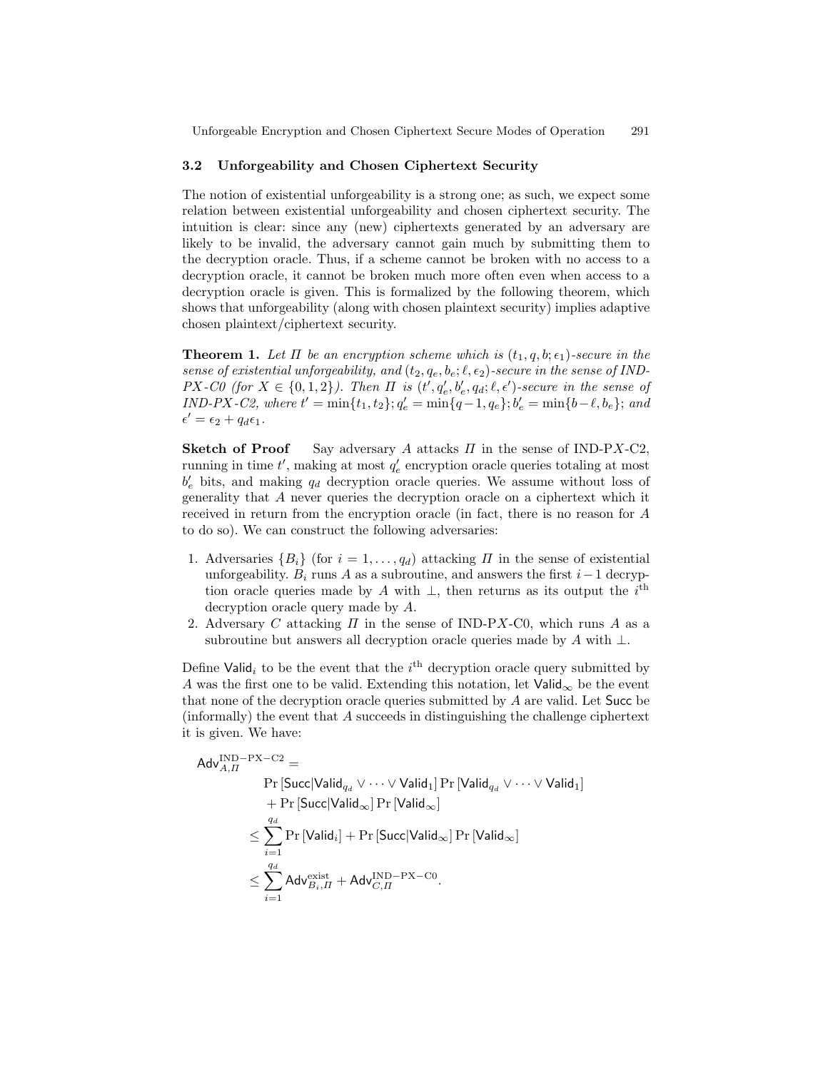### 3.2 Unforgeability and Chosen Ciphertext Security

The notion of existential unforgeability is a strong one; as such, we expect some relation between existential unforgeability and chosen ciphertext security. The intuition is clear: since any (new) ciphertexts generated by an adversary are likely to be invalid, the adversary cannot gain much by submitting them to the decryption oracle. Thus, if a scheme cannot be broken with no access to a decryption oracle, it cannot be broken much more often even when access to a decryption oracle is given. This is formalized by the following theorem, which shows that unforgeability (along with chosen plaintext security) implies adaptive chosen plaintext/ciphertext security.

**Theorem 1.** *Let $\Pi$ be an encryption scheme which is $(t_1, q, b; \epsilon_1)$-secure in the sense of existential unforgeability, and $(t_2, q_e, b_e; \ell, \epsilon_2)$-secure in the sense of IND-PX-C0 (for $X \in \{0, 1, 2\}$). Then $\Pi$ is $(t', q'_e, b'_e, q_d; \ell, \epsilon')$-secure in the sense of IND-PX-C2, where $t' = \min\{t_1, t_2\}; q'_e = \min\{q-1, q_e\}; b'_e = \min\{b-\ell, b_e\}$; and $\epsilon' = \epsilon_2 + q_d\epsilon_1$.*

**Sketch of Proof** Say adversary $A$ attacks $\Pi$ in the sense of IND-P$X$-C2, running in time $t'$, making at most $q'_e$ encryption oracle queries totaling at most $b'_e$ bits, and making $q_d$ decryption oracle queries. We assume without loss of generality that $A$ never queries the decryption oracle on a ciphertext which it received in return from the encryption oracle (in fact, there is no reason for $A$ to do so). We can construct the following adversaries:

1. Adversaries $\{B_i\}$ (for $i = 1, \ldots, q_d$) attacking $\Pi$ in the sense of existential unforgeability. $B_i$ runs $A$ as a subroutine, and answers the first $i-1$ decryption oracle queries made by $A$ with $\perp$, then returns as its output the $i^{\text{th}}$ decryption oracle query made by $A$.
2. Adversary $C$ attacking $\Pi$ in the sense of IND-P$X$-C0, which runs $A$ as a subroutine but answers all decryption oracle queries made by $A$ with $\perp$.

Define $\mathsf{Valid}_i$ to be the event that the $i^{\text{th}}$ decryption oracle query submitted by $A$ was the first one to be valid. Extending this notation, let $\mathsf{Valid}_\infty$ be the event that none of the decryption oracle queries submitted by $A$ are valid. Let $\mathsf{Succ}$ be (informally) the event that $A$ succeeds in distinguishing the challenge ciphertext it is given. We have:

$$
\begin{aligned}
\mathsf{Adv}_{A,\Pi}^{\mathrm{IND-PX-C2}} = \; & \\
& \Pr\left[\mathsf{Succ} | \mathsf{Valid}_{q_d} \vee \cdots \vee \mathsf{Valid}_1\right] \Pr\left[\mathsf{Valid}_{q_d} \vee \cdots \vee \mathsf{Valid}_1\right] \\
& + \Pr\left[\mathsf{Succ} | \mathsf{Valid}_\infty\right] \Pr\left[\mathsf{Valid}_\infty\right] \\
\leq & \sum_{i=1}^{q_d} \Pr\left[\mathsf{Valid}_i\right] + \Pr\left[\mathsf{Succ} | \mathsf{Valid}_\infty\right] \Pr\left[\mathsf{Valid}_\infty\right] \\
\leq & \sum_{i=1}^{q_d} \mathsf{Adv}_{B_i,\Pi}^{\mathrm{exist}} + \mathsf{Adv}_{C,\Pi}^{\mathrm{IND-PX-C0}}.
\end{aligned}
$$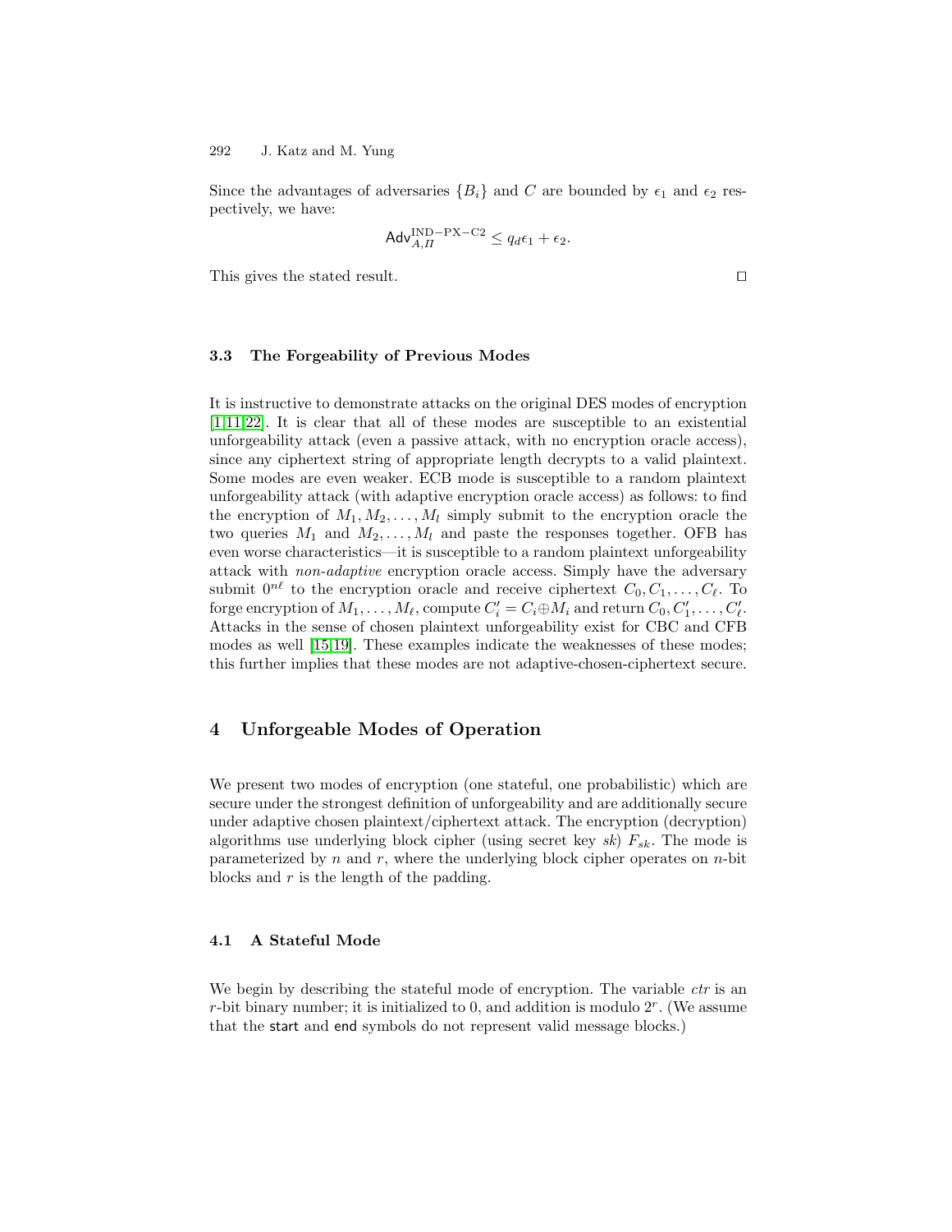Since the advantages of adversaries $\{B_i\}$ and $C$ are bounded by $\epsilon_1$ and $\epsilon_2$ respectively, we have:

$$\mathsf{Adv}_{A,\Pi}^{\mathrm{IND-PX-C2}} \leq q_d \epsilon_1 + \epsilon_2.$$

This gives the stated result. □

### 3.3 The Forgeability of Previous Modes

It is instructive to demonstrate attacks on the original DES modes of encryption [1,11,22]. It is clear that all of these modes are susceptible to an existential unforgeability attack (even a passive attack, with no encryption oracle access), since any ciphertext string of appropriate length decrypts to a valid plaintext. Some modes are even weaker. ECB mode is susceptible to a random plaintext unforgeability attack (with adaptive encryption oracle access) as follows: to find the encryption of $M_1, M_2, \ldots, M_l$ simply submit to the encryption oracle the two queries $M_1$ and $M_2, \ldots, M_l$ and paste the responses together. OFB has even worse characteristics—it is susceptible to a random plaintext unforgeability attack with *non-adaptive* encryption oracle access. Simply have the adversary submit $0^{n\ell}$ to the encryption oracle and receive ciphertext $C_0, C_1, \ldots, C_\ell$. To forge encryption of $M_1, \ldots, M_\ell$, compute $C'_i = C_i \oplus M_i$ and return $C_0, C'_1, \ldots, C'_\ell$. Attacks in the sense of chosen plaintext unforgeability exist for CBC and CFB modes as well [15,19]. These examples indicate the weaknesses of these modes; this further implies that these modes are not adaptive-chosen-ciphertext secure.

## 4 Unforgeable Modes of Operation

We present two modes of encryption (one stateful, one probabilistic) which are secure under the strongest definition of unforgeability and are additionally secure under adaptive chosen plaintext/ciphertext attack. The encryption (decryption) algorithms use underlying block cipher (using secret key *sk*) $F_{sk}$. The mode is parameterized by $n$ and $r$, where the underlying block cipher operates on $n$-bit blocks and $r$ is the length of the padding.

### 4.1 A Stateful Mode

We begin by describing the stateful mode of encryption. The variable *ctr* is an $r$-bit binary number; it is initialized to 0, and addition is modulo $2^r$. (We assume that the start and end symbols do not represent valid message blocks.)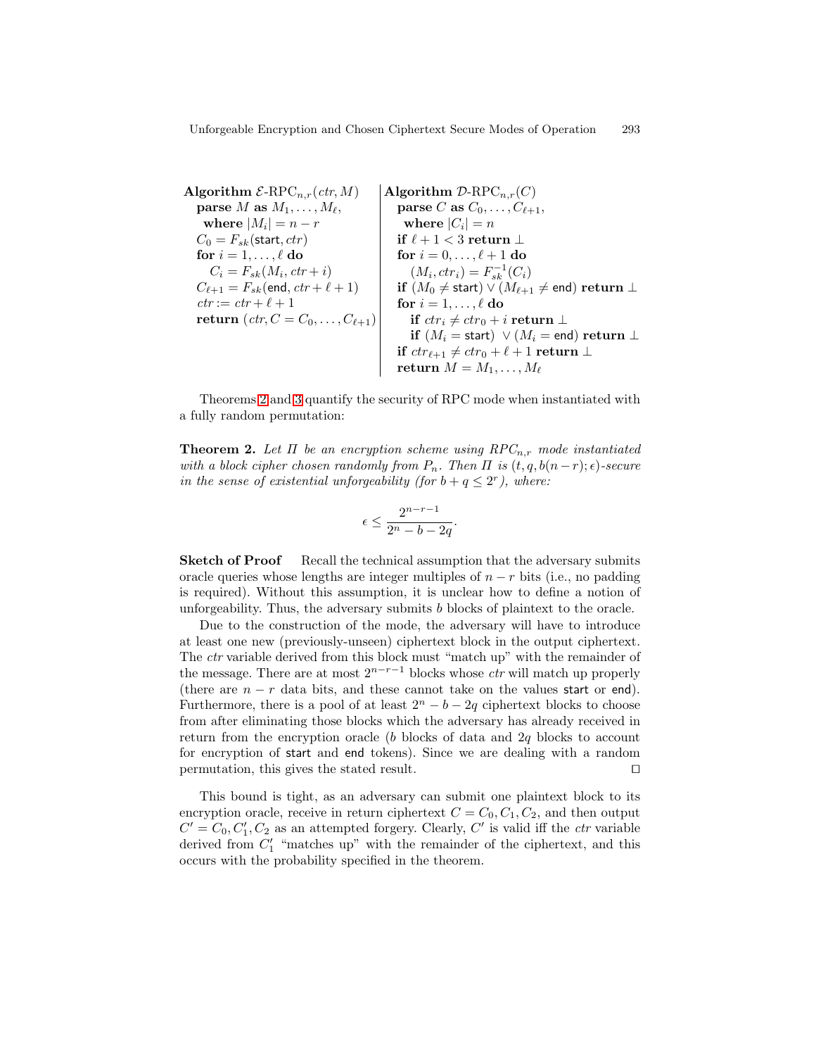```
Algorithm E-RPC_{n,r}(ctr, M)
  parse M as M_1, ..., M_ℓ,
    where |M_i| = n − r
  C_0 = F_sk(start, ctr)
  for i = 1, ..., ℓ do
    C_i = F_sk(M_i, ctr + i)
  C_{ℓ+1} = F_sk(end, ctr + ℓ + 1)
  ctr := ctr + ℓ + 1
  return (ctr, C = C_0, ..., C_{ℓ+1})
```

```
Algorithm D-RPC_{n,r}(C)
  parse C as C_0, ..., C_{ℓ+1},
    where |C_i| = n
  if ℓ + 1 < 3 return ⊥
  for i = 0, ..., ℓ + 1 do
    (M_i, ctr_i) = F_sk^{-1}(C_i)
  if (M_0 ≠ start) ∨ (M_{ℓ+1} ≠ end) return ⊥
  for i = 1, ..., ℓ do
    if ctr_i ≠ ctr_0 + i return ⊥
    if (M_i = start) ∨ (M_i = end) return ⊥
  if ctr_{ℓ+1} ≠ ctr_0 + ℓ + 1 return ⊥
  return M = M_1, ..., M_ℓ
```

Theorems 2 and 3 quantify the security of RPC mode when instantiated with a fully random permutation:

**Theorem 2.** *Let $\Pi$ be an encryption scheme using $RPC_{n,r}$ mode instantiated with a block cipher chosen randomly from $P_n$. Then $\Pi$ is $(t, q, b(n-r); \epsilon)$-secure in the sense of existential unforgeability (for $b + q \leq 2^r$), where:*

$$\epsilon \leq \frac{2^{n-r-1}}{2^n - b - 2q}.$$

**Sketch of Proof** Recall the technical assumption that the adversary submits oracle queries whose lengths are integer multiples of $n - r$ bits (i.e., no padding is required). Without this assumption, it is unclear how to define a notion of unforgeability. Thus, the adversary submits $b$ blocks of plaintext to the oracle.

Due to the construction of the mode, the adversary will have to introduce at least one new (previously-unseen) ciphertext block in the output ciphertext. The *ctr* variable derived from this block must "match up" with the remainder of the message. There are at most $2^{n-r-1}$ blocks whose *ctr* will match up properly (there are $n - r$ data bits, and these cannot take on the values start or end). Furthermore, there is a pool of at least $2^n - b - 2q$ ciphertext blocks to choose from after eliminating those blocks which the adversary has already received in return from the encryption oracle ($b$ blocks of data and $2q$ blocks to account for encryption of start and end tokens). Since we are dealing with a random permutation, this gives the stated result. $\square$

This bound is tight, as an adversary can submit one plaintext block to its encryption oracle, receive in return ciphertext $C = C_0, C_1, C_2$, and then output $C' = C_0, C_1', C_2$ as an attempted forgery. Clearly, $C'$ is valid iff the *ctr* variable derived from $C_1'$ "matches up" with the remainder of the ciphertext, and this occurs with the probability specified in the theorem.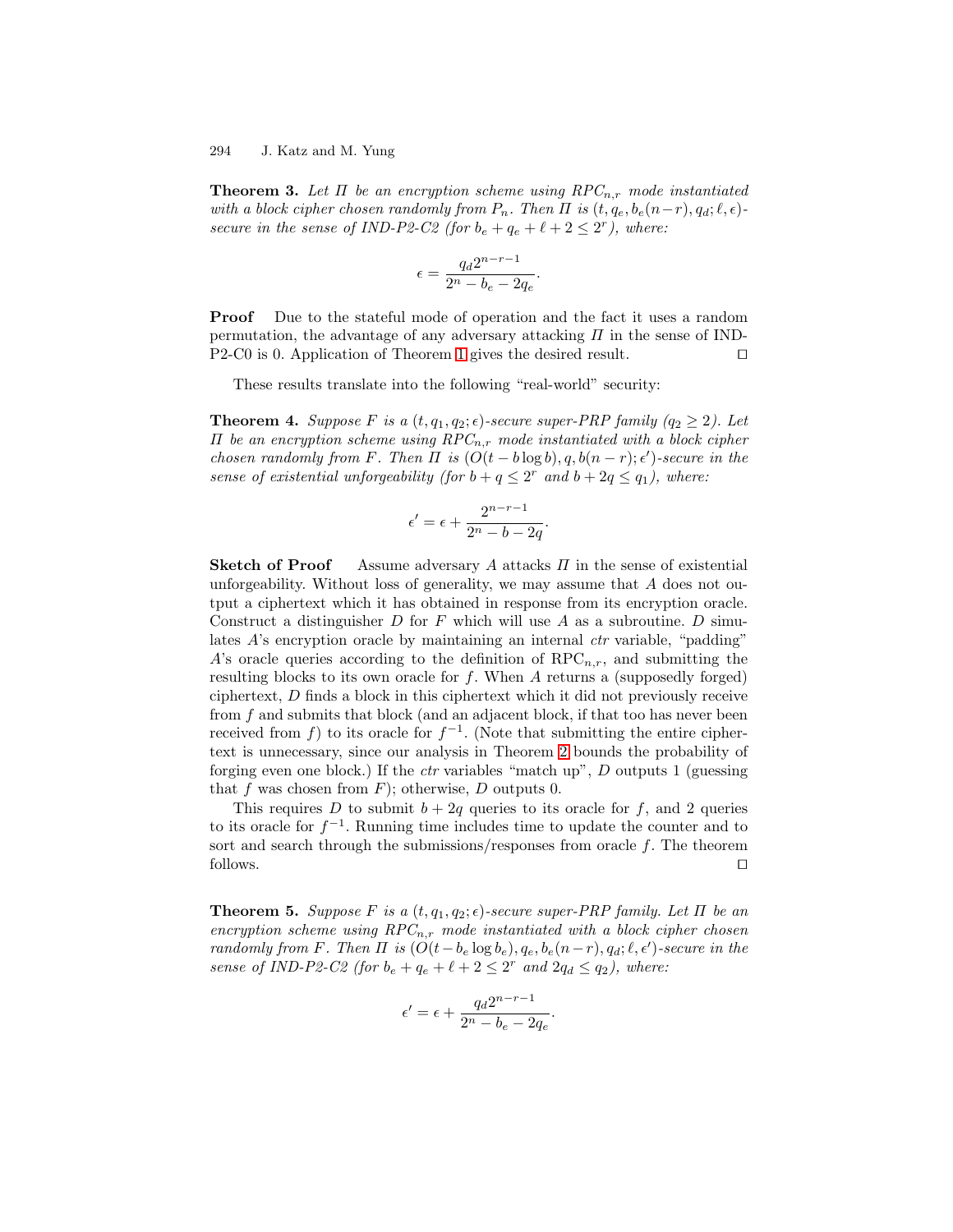**Theorem 3.** *Let $\Pi$ be an encryption scheme using $RPC_{n,r}$ mode instantiated with a block cipher chosen randomly from $P_n$. Then $\Pi$ is $(t, q_e, b_e(n-r), q_d; \ell, \epsilon)$-secure in the sense of IND-P2-C2 (for $b_e + q_e + \ell + 2 \leq 2^r$), where:*

$$\epsilon = \frac{q_d 2^{n-r-1}}{2^n - b_e - 2q_e}.$$

**Proof** Due to the stateful mode of operation and the fact it uses a random permutation, the advantage of any adversary attacking $\Pi$ in the sense of IND-P2-C0 is 0. Application of Theorem 1 gives the desired result. □

These results translate into the following "real-world" security:

**Theorem 4.** *Suppose $F$ is a $(t, q_1, q_2; \epsilon)$-secure super-PRP family ($q_2 \geq 2$). Let $\Pi$ be an encryption scheme using $RPC_{n,r}$ mode instantiated with a block cipher chosen randomly from $F$. Then $\Pi$ is $(O(t - b \log b), q, b(n-r); \epsilon')$-secure in the sense of existential unforgeability (for $b + q \leq 2^r$ and $b + 2q \leq q_1$), where:*

$$\epsilon' = \epsilon + \frac{2^{n-r-1}}{2^n - b - 2q}.$$

**Sketch of Proof** Assume adversary $A$ attacks $\Pi$ in the sense of existential unforgeability. Without loss of generality, we may assume that $A$ does not output a ciphertext which it has obtained in response from its encryption oracle. Construct a distinguisher $D$ for $F$ which will use $A$ as a subroutine. $D$ simulates $A$'s encryption oracle by maintaining an internal *ctr* variable, "padding" $A$'s oracle queries according to the definition of $\text{RPC}_{n,r}$, and submitting the resulting blocks to its own oracle for $f$. When $A$ returns a (supposedly forged) ciphertext, $D$ finds a block in this ciphertext which it did not previously receive from $f$ and submits that block (and an adjacent block, if that too has never been received from $f$) to its oracle for $f^{-1}$. (Note that submitting the entire ciphertext is unnecessary, since our analysis in Theorem 2 bounds the probability of forging even one block.) If the *ctr* variables "match up", $D$ outputs 1 (guessing that $f$ was chosen from $F$); otherwise, $D$ outputs 0.

This requires $D$ to submit $b + 2q$ queries to its oracle for $f$, and 2 queries to its oracle for $f^{-1}$. Running time includes time to update the counter and to sort and search through the submissions/responses from oracle $f$. The theorem follows. □

**Theorem 5.** *Suppose $F$ is a $(t, q_1, q_2; \epsilon)$-secure super-PRP family. Let $\Pi$ be an encryption scheme using $RPC_{n,r}$ mode instantiated with a block cipher chosen randomly from $F$. Then $\Pi$ is $(O(t - b_e \log b_e), q_e, b_e(n-r), q_d; \ell, \epsilon')$-secure in the sense of IND-P2-C2 (for $b_e + q_e + \ell + 2 \leq 2^r$ and $2q_d \leq q_2$), where:*

$$\epsilon' = \epsilon + \frac{q_d 2^{n-r-1}}{2^n - b_e - 2q_e}.$$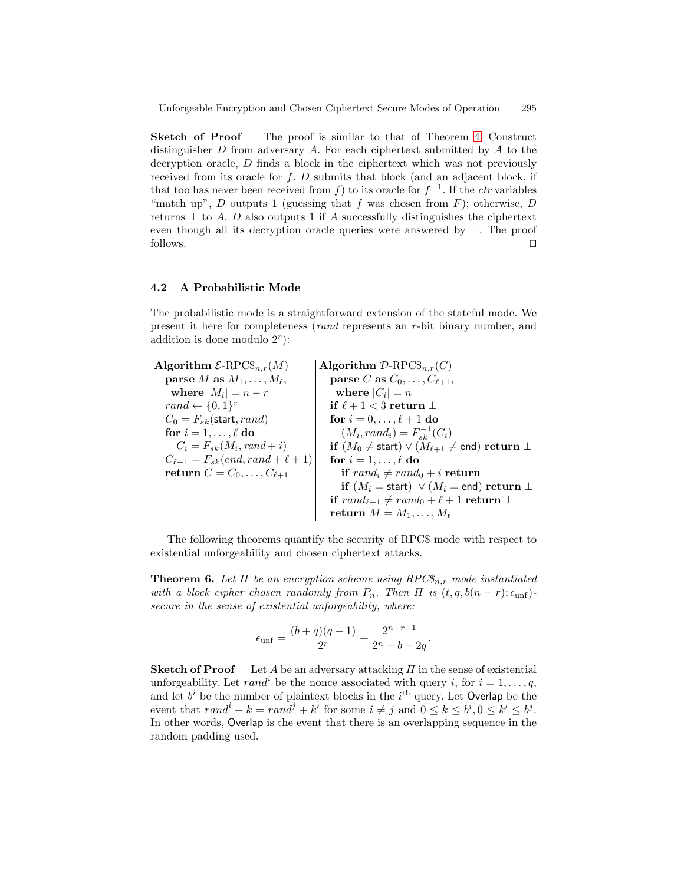**Sketch of Proof** The proof is similar to that of Theorem 4. Construct distinguisher $D$ from adversary $A$. For each ciphertext submitted by $A$ to the decryption oracle, $D$ finds a block in the ciphertext which was not previously received from its oracle for $f$. $D$ submits that block (and an adjacent block, if that too has never been received from $f$) to its oracle for $f^{-1}$. If the *ctr* variables "match up", $D$ outputs 1 (guessing that $f$ was chosen from $F$); otherwise, $D$ returns $\perp$ to $A$. $D$ also outputs 1 if $A$ successfully distinguishes the ciphertext even though all its decryption oracle queries were answered by $\perp$. The proof follows. □

### 4.2 A Probabilistic Mode

The probabilistic mode is a straightforward extension of the stateful mode. We present it here for completeness (*rand* represents an $r$-bit binary number, and addition is done modulo $2^r$):

**Algorithm** $\mathcal{E}$-RPC\$$_{n,r}(M)$
- **parse** $M$ **as** $M_1, \ldots, M_\ell$, **where** $|M_i| = n - r$
- $rand \leftarrow \{0,1\}^r$
- $C_0 = F_{sk}(\mathsf{start}, rand)$
- **for** $i = 1, \ldots, \ell$ **do**
  - $C_i = F_{sk}(M_i, rand + i)$
- $C_{\ell+1} = F_{sk}(end, rand + \ell + 1)$
- **return** $C = C_0, \ldots, C_{\ell+1}$

**Algorithm** $\mathcal{D}$-RPC\$$_{n,r}(C)$
- **parse** $C$ **as** $C_0, \ldots, C_{\ell+1}$, **where** $|C_i| = n$
- **if** $\ell + 1 < 3$ **return** $\perp$
- **for** $i = 0, \ldots, \ell + 1$ **do**
  - $(M_i, rand_i) = F_{sk}^{-1}(C_i)$
- **if** $(M_0 \neq \mathsf{start}) \vee (M_{\ell+1} \neq \mathsf{end})$ **return** $\perp$
- **for** $i = 1, \ldots, \ell$ **do**
  - **if** $rand_i \neq rand_0 + i$ **return** $\perp$
  - **if** $(M_i = \mathsf{start}) \vee (M_i = \mathsf{end})$ **return** $\perp$
- **if** $rand_{\ell+1} \neq rand_0 + \ell + 1$ **return** $\perp$
- **return** $M = M_1, \ldots, M_\ell$

The following theorems quantify the security of RPC\$ mode with respect to existential unforgeability and chosen ciphertext attacks.

**Theorem 6.** *Let $\Pi$ be an encryption scheme using RPC\$$_{n,r}$ mode instantiated with a block cipher chosen randomly from $P_n$. Then $\Pi$ is $(t, q, b(n-r); \epsilon_{\text{unf}})$-secure in the sense of existential unforgeability, where:*

$$\epsilon_{\text{unf}} = \frac{(b+q)(q-1)}{2^r} + \frac{2^{n-r-1}}{2^n - b - 2q}.$$

**Sketch of Proof** Let $A$ be an adversary attacking $\Pi$ in the sense of existential unforgeability. Let $rand^i$ be the nonce associated with query $i$, for $i = 1, \ldots, q$, and let $b^i$ be the number of plaintext blocks in the $i^{\text{th}}$ query. Let $\mathsf{Overlap}$ be the event that $rand^i + k = rand^j + k'$ for some $i \neq j$ and $0 \leq k \leq b^i, 0 \leq k' \leq b^j$. In other words, $\mathsf{Overlap}$ is the event that there is an overlapping sequence in the random padding used.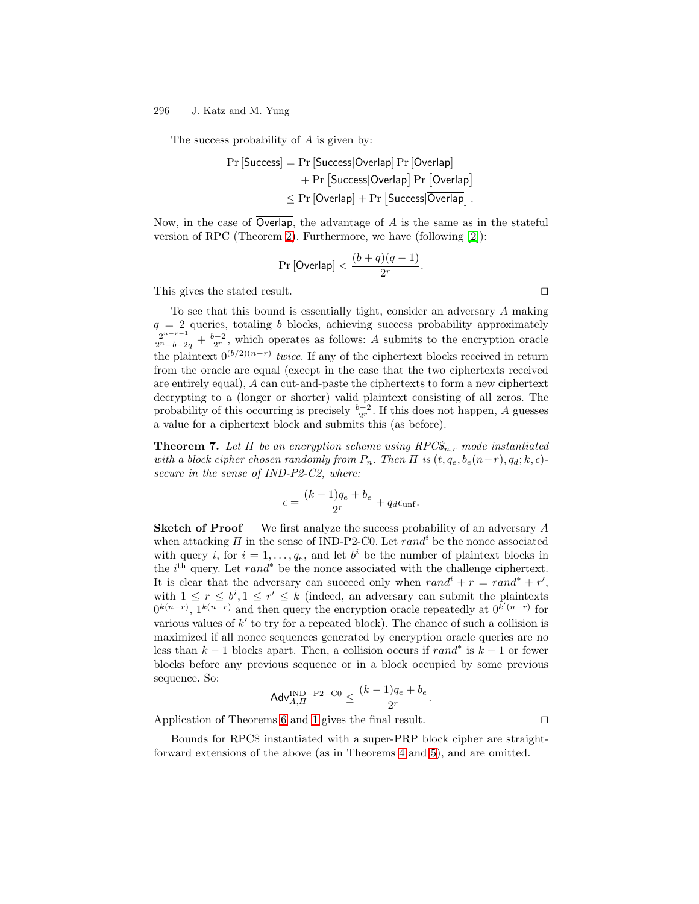The success probability of $A$ is given by:

$$
\begin{aligned}
\Pr[\mathsf{Success}] &= \Pr[\mathsf{Success}|\mathsf{Overlap}]\Pr[\mathsf{Overlap}] \\
&\quad + \Pr\left[\mathsf{Success}|\overline{\mathsf{Overlap}}\right]\Pr\left[\overline{\mathsf{Overlap}}\right] \\
&\leq \Pr[\mathsf{Overlap}] + \Pr\left[\mathsf{Success}|\overline{\mathsf{Overlap}}\right].
\end{aligned}
$$

Now, in the case of $\overline{\mathsf{Overlap}}$, the advantage of $A$ is the same as in the stateful version of RPC (Theorem 2). Furthermore, we have (following [2]):

$$
\Pr[\mathsf{Overlap}] < \frac{(b+q)(q-1)}{2^r}.
$$

This gives the stated result. □

To see that this bound is essentially tight, consider an adversary $A$ making $q = 2$ queries, totaling $b$ blocks, achieving success probability approximately $\frac{2^{n-r-1}}{2^n-b-2q} + \frac{b-2}{2^r}$, which operates as follows: $A$ submits to the encryption oracle the plaintext $0^{(b/2)(n-r)}$ *twice*. If any of the ciphertext blocks received in return from the oracle are equal (except in the case that the two ciphertexts received are entirely equal), $A$ can cut-and-paste the ciphertexts to form a new ciphertext decrypting to a (longer or shorter) valid plaintext consisting of all zeros. The probability of this occurring is precisely $\frac{b-2}{2^r}$. If this does not happen, $A$ guesses a value for a ciphertext block and submits this (as before).

**Theorem 7.** *Let $\Pi$ be an encryption scheme using RPC$\$_{n,r}$ mode instantiated with a block cipher chosen randomly from $P_n$. Then $\Pi$ is $(t, q_e, b_e(n-r), q_d; k, \epsilon)$-secure in the sense of IND-P2-C2, where:*

$$
\epsilon = \frac{(k-1)q_e + b_e}{2^r} + q_d\epsilon_{\mathrm{unf}}.
$$

**Sketch of Proof** We first analyze the success probability of an adversary $A$ when attacking $\Pi$ in the sense of IND-P2-C0. Let $rand^i$ be the nonce associated with query $i$, for $i = 1, \ldots, q_e$, and let $b^i$ be the number of plaintext blocks in the $i^{\text{th}}$ query. Let $rand^*$ be the nonce associated with the challenge ciphertext. It is clear that the adversary can succeed only when $rand^i + r = rand^* + r'$, with $1 \leq r \leq b^i, 1 \leq r' \leq k$ (indeed, an adversary can submit the plaintexts $0^{k(n-r)}$, $1^{k(n-r)}$ and then query the encryption oracle repeatedly at $0^{k'(n-r)}$ for various values of $k'$ to try for a repeated block). The chance of such a collision is maximized if all nonce sequences generated by encryption oracle queries are no less than $k-1$ blocks apart. Then, a collision occurs if $rand^*$ is $k-1$ or fewer blocks before any previous sequence or in a block occupied by some previous sequence. So:

$$
\mathsf{Adv}_{A,\Pi}^{\mathrm{IND-P2-C0}} \leq \frac{(k-1)q_e + b_e}{2^r}.
$$

Application of Theorems 6 and 1 gives the final result. □

Bounds for RPC$ instantiated with a super-PRP block cipher are straightforward extensions of the above (as in Theorems 4 and 5), and are omitted.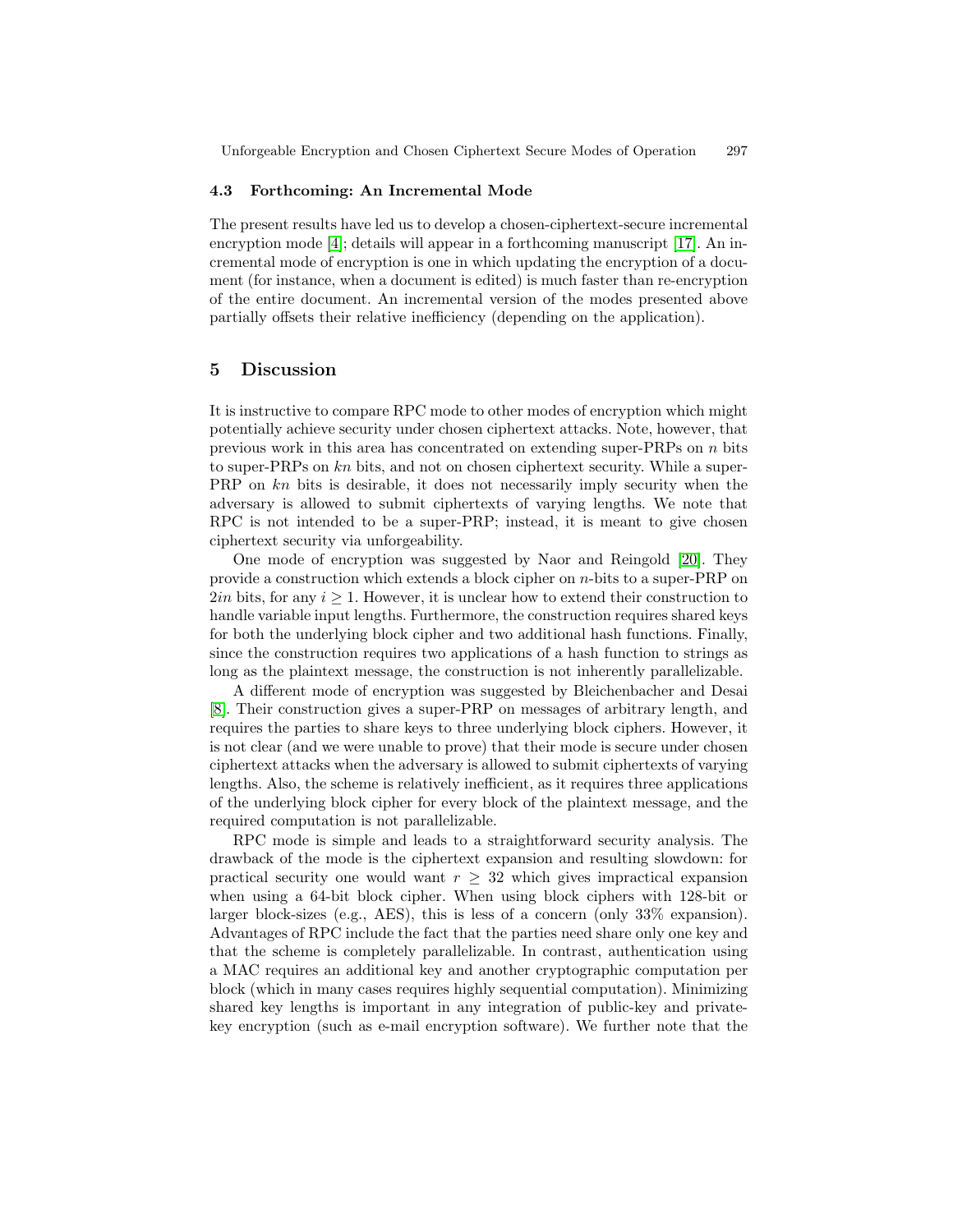### 4.3 Forthcoming: An Incremental Mode

The present results have led us to develop a chosen-ciphertext-secure incremental encryption mode [4]; details will appear in a forthcoming manuscript [17]. An incremental mode of encryption is one in which updating the encryption of a document (for instance, when a document is edited) is much faster than re-encryption of the entire document. An incremental version of the modes presented above partially offsets their relative inefficiency (depending on the application).

## 5 Discussion

It is instructive to compare RPC mode to other modes of encryption which might potentially achieve security under chosen ciphertext attacks. Note, however, that previous work in this area has concentrated on extending super-PRPs on $n$ bits to super-PRPs on $kn$ bits, and not on chosen ciphertext security. While a super-PRP on $kn$ bits is desirable, it does not necessarily imply security when the adversary is allowed to submit ciphertexts of varying lengths. We note that RPC is not intended to be a super-PRP; instead, it is meant to give chosen ciphertext security via unforgeability.

One mode of encryption was suggested by Naor and Reingold [20]. They provide a construction which extends a block cipher on $n$-bits to a super-PRP on $2in$ bits, for any $i \geq 1$. However, it is unclear how to extend their construction to handle variable input lengths. Furthermore, the construction requires shared keys for both the underlying block cipher and two additional hash functions. Finally, since the construction requires two applications of a hash function to strings as long as the plaintext message, the construction is not inherently parallelizable.

A different mode of encryption was suggested by Bleichenbacher and Desai [8]. Their construction gives a super-PRP on messages of arbitrary length, and requires the parties to share keys to three underlying block ciphers. However, it is not clear (and we were unable to prove) that their mode is secure under chosen ciphertext attacks when the adversary is allowed to submit ciphertexts of varying lengths. Also, the scheme is relatively inefficient, as it requires three applications of the underlying block cipher for every block of the plaintext message, and the required computation is not parallelizable.

RPC mode is simple and leads to a straightforward security analysis. The drawback of the mode is the ciphertext expansion and resulting slowdown: for practical security one would want $r \geq 32$ which gives impractical expansion when using a 64-bit block cipher. When using block ciphers with 128-bit or larger block-sizes (e.g., AES), this is less of a concern (only 33% expansion). Advantages of RPC include the fact that the parties need share only one key and that the scheme is completely parallelizable. In contrast, authentication using a MAC requires an additional key and another cryptographic computation per block (which in many cases requires highly sequential computation). Minimizing shared key lengths is important in any integration of public-key and private-key encryption (such as e-mail encryption software). We further note that the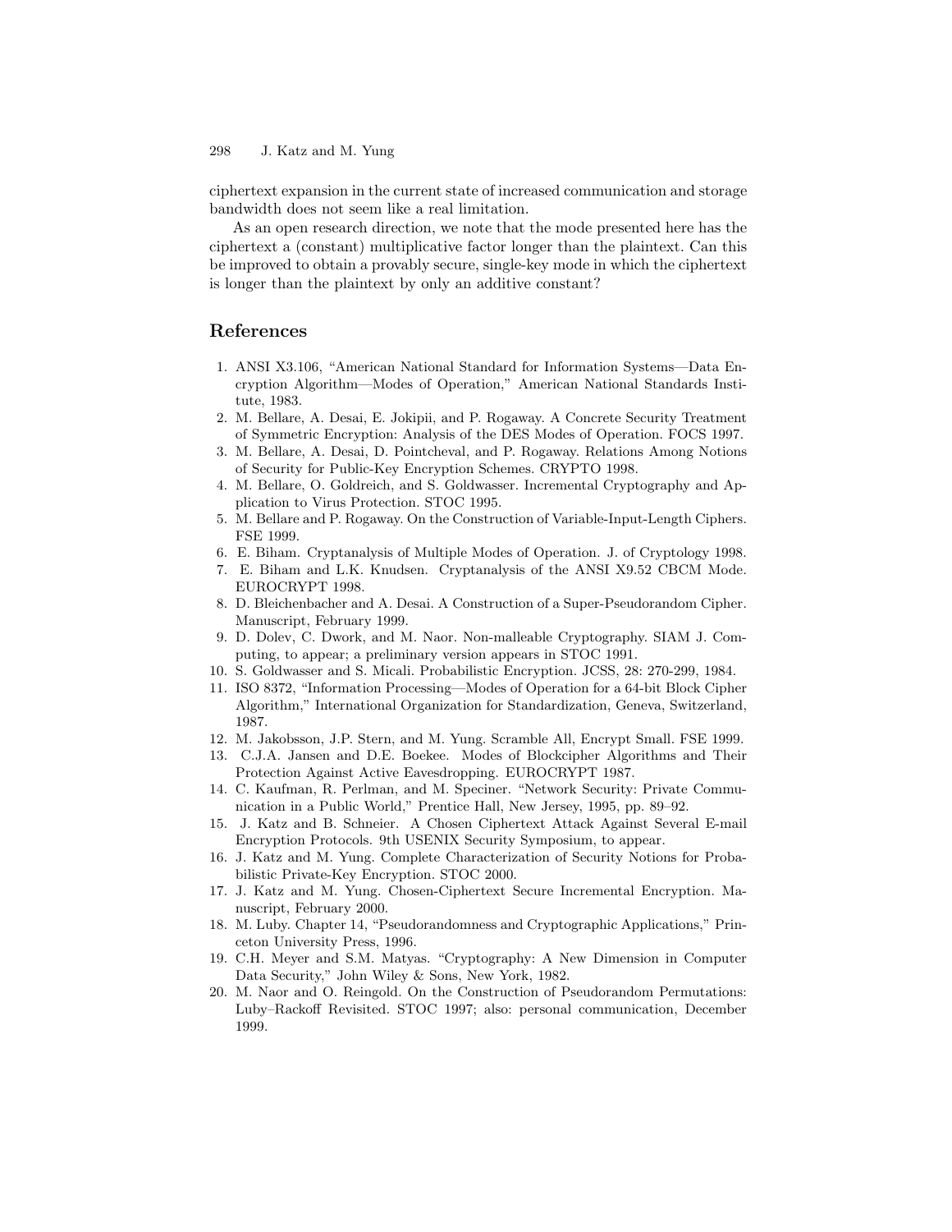ciphertext expansion in the current state of increased communication and storage bandwidth does not seem like a real limitation.

As an open research direction, we note that the mode presented here has the ciphertext a (constant) multiplicative factor longer than the plaintext. Can this be improved to obtain a provably secure, single-key mode in which the ciphertext is longer than the plaintext by only an additive constant?

## References

1. ANSI X3.106, "American National Standard for Information Systems—Data Encryption Algorithm—Modes of Operation," American National Standards Institute, 1983.
2. M. Bellare, A. Desai, E. Jokipii, and P. Rogaway. A Concrete Security Treatment of Symmetric Encryption: Analysis of the DES Modes of Operation. FOCS 1997.
3. M. Bellare, A. Desai, D. Pointcheval, and P. Rogaway. Relations Among Notions of Security for Public-Key Encryption Schemes. CRYPTO 1998.
4. M. Bellare, O. Goldreich, and S. Goldwasser. Incremental Cryptography and Application to Virus Protection. STOC 1995.
5. M. Bellare and P. Rogaway. On the Construction of Variable-Input-Length Ciphers. FSE 1999.
6. E. Biham. Cryptanalysis of Multiple Modes of Operation. J. of Cryptology 1998.
7. E. Biham and L.K. Knudsen. Cryptanalysis of the ANSI X9.52 CBCM Mode. EUROCRYPT 1998.
8. D. Bleichenbacher and A. Desai. A Construction of a Super-Pseudorandom Cipher. Manuscript, February 1999.
9. D. Dolev, C. Dwork, and M. Naor. Non-malleable Cryptography. SIAM J. Computing, to appear; a preliminary version appears in STOC 1991.
10. S. Goldwasser and S. Micali. Probabilistic Encryption. JCSS, 28: 270-299, 1984.
11. ISO 8372, "Information Processing—Modes of Operation for a 64-bit Block Cipher Algorithm," International Organization for Standardization, Geneva, Switzerland, 1987.
12. M. Jakobsson, J.P. Stern, and M. Yung. Scramble All, Encrypt Small. FSE 1999.
13. C.J.A. Jansen and D.E. Boekee. Modes of Blockcipher Algorithms and Their Protection Against Active Eavesdropping. EUROCRYPT 1987.
14. C. Kaufman, R. Perlman, and M. Speciner. "Network Security: Private Communication in a Public World," Prentice Hall, New Jersey, 1995, pp. 89–92.
15. J. Katz and B. Schneier. A Chosen Ciphertext Attack Against Several E-mail Encryption Protocols. 9th USENIX Security Symposium, to appear.
16. J. Katz and M. Yung. Complete Characterization of Security Notions for Probabilistic Private-Key Encryption. STOC 2000.
17. J. Katz and M. Yung. Chosen-Ciphertext Secure Incremental Encryption. Manuscript, February 2000.
18. M. Luby. Chapter 14, "Pseudorandomness and Cryptographic Applications," Princeton University Press, 1996.
19. C.H. Meyer and S.M. Matyas. "Cryptography: A New Dimension in Computer Data Security," John Wiley & Sons, New York, 1982.
20. M. Naor and O. Reingold. On the Construction of Pseudorandom Permutations: Luby–Rackoff Revisited. STOC 1997; also: personal communication, December 1999.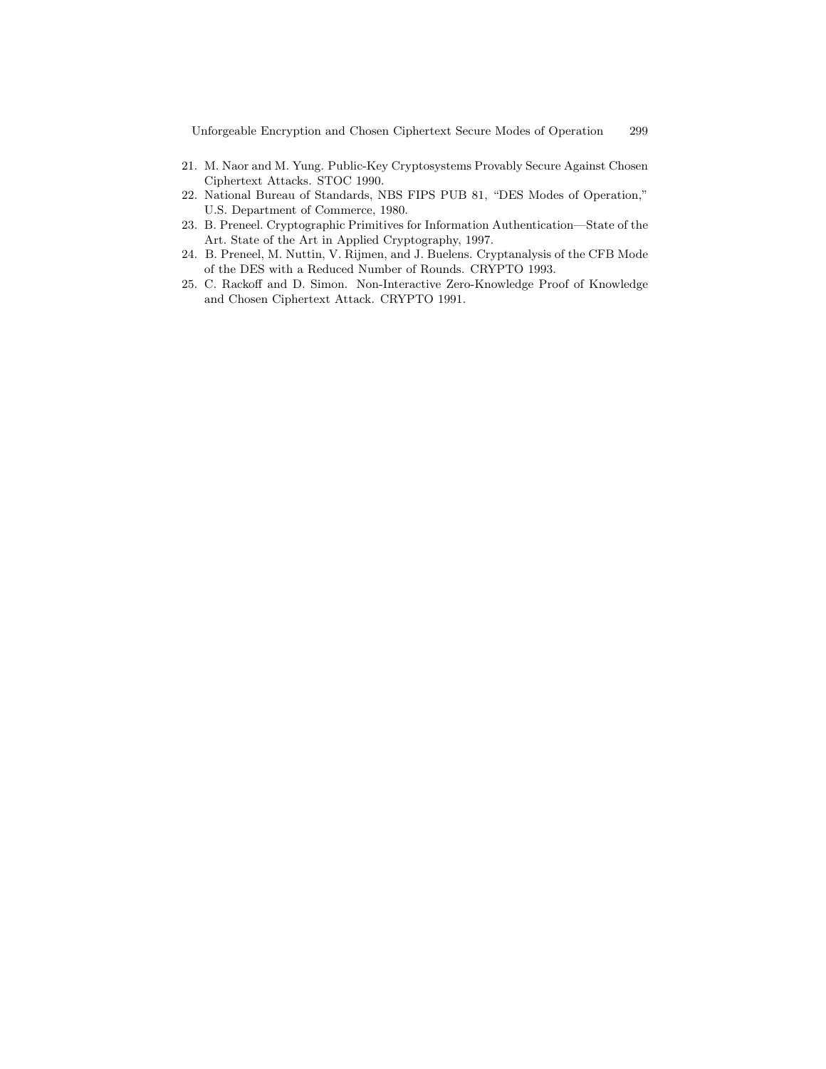21. M. Naor and M. Yung. Public-Key Cryptosystems Provably Secure Against Chosen Ciphertext Attacks. STOC 1990.
22. National Bureau of Standards, NBS FIPS PUB 81, "DES Modes of Operation," U.S. Department of Commerce, 1980.
23. B. Preneel. Cryptographic Primitives for Information Authentication—State of the Art. State of the Art in Applied Cryptography, 1997.
24. B. Preneel, M. Nuttin, V. Rijmen, and J. Buelens. Cryptanalysis of the CFB Mode of the DES with a Reduced Number of Rounds. CRYPTO 1993.
25. C. Rackoff and D. Simon. Non-Interactive Zero-Knowledge Proof of Knowledge and Chosen Ciphertext Attack. CRYPTO 1991.